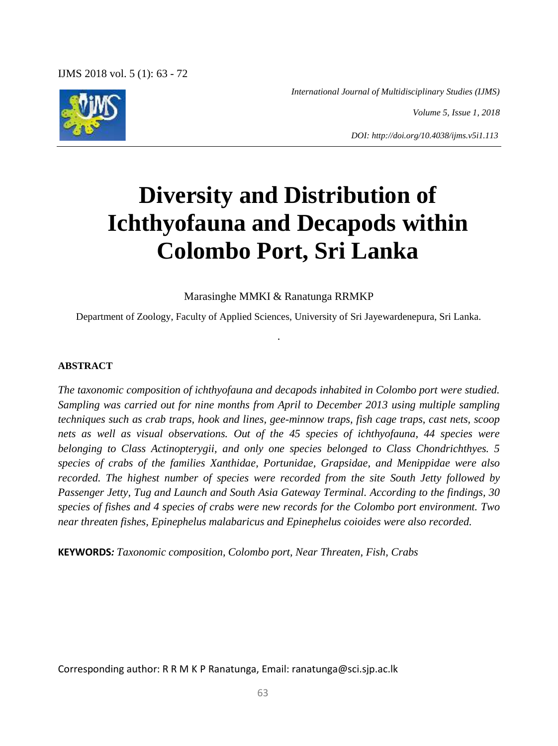# Diversity and Distribution of Ichthyofauna and Decapods within Colombo Port, Sri Lanka

Marasinghe MMKI & Ranatunga RRMKP

Department of Zoology, Faculty of Applied Sciences, University of Sri Jayewardenepura, Sri Lanka.

## ABSTRACT

*The taxonomic composition of ichthyofauna and decapods inhabited in Colombo port were studied. Sampling was carried out for nine months from April to December 2013 using multiple sampling techniques such as crab traps, hook and lines, gee-minnow traps, fish cage traps, cast nets, scoop nets as well as visual observations. Out of the 45 species of ichthyofauna, 44 species were belonging to Class Actinopterygii, and only one species belonged to Class Chondrichthyes. 5 species of crabs of the families Xanthidae, Portunidae, Grapsidae, and Menippidae were also recorded. The highest number of species were recorded from the site South Jetty followed by Passenger Jetty, Tug and Launch and South Asia Gateway Terminal. According to the findings, 30 species of fishes and 4 species of crabs were new records for the Colombo port environment. Two near threaten fishes, Epinephelus malabaricus and Epinephelus coioides were also recorded.*

**KEYWORDS***:* *Taxonomic composition, Colombo port, Near Threaten, Fish, Crabs*

Corresponding author: R R M K P Ranatunga, Email: ranatunga@sci.sjp.ac.lk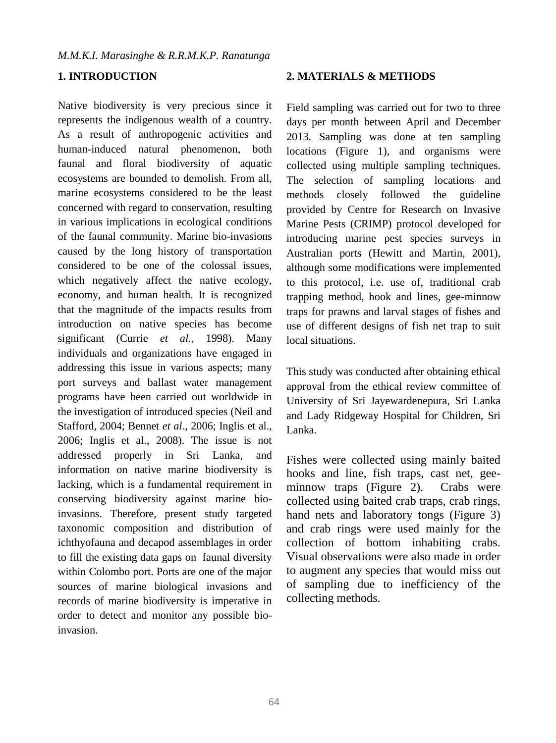## 1. INTRODUCTION

Native biodiversity is very precious since it represents the indigenous wealth of a country. As a result of anthropogenic activities and human-induced natural phenomenon, both faunal and floral biodiversity of aquatic ecosystems are bounded to demolish. From all, marine ecosystems considered to be the least concerned with regard to conservation, resulting in various implications in ecological conditions of the faunal community. Marine bio-invasions caused by the long history of transportation considered to be one of the colossal issues, which negatively affect the native ecology, economy, and human health. It is recognized that the magnitude of the impacts results from introduction on native species has become significant (Currie *et al.*, 1998). Many individuals and organizations have engaged in addressing this issue in various aspects; many port surveys and ballast water management programs have been carried out worldwide in the investigation of introduced species (Neil and Stafford, 2004; Bennet *et al*., 2006; Inglis et al., 2006; Inglis et al., 2008). The issue is not addressed properly in Sri Lanka, and information on native marine biodiversity is lacking, which is a fundamental requirement in conserving biodiversity against marine bio-invasions. Therefore, present study targeted taxonomic composition and distribution of ichthyofauna and decapod assemblages in order to fill the existing data gaps on faunal diversity within Colombo port. Ports are one of the major sources of marine biological invasions and records of marine biodiversity is imperative in order to detect and monitor any possible bio-invasion.

## 2. MATERIALS & METHODS

Field sampling was carried out for two to three days per month between April and December 2013. Sampling was done at ten sampling locations (Figure 1), and organisms were collected using multiple sampling techniques. The selection of sampling locations and methods closely followed the guideline provided by Centre for Research on Invasive Marine Pests (CRIMP) protocol developed for introducing marine pest species surveys in Australian ports (Hewitt and Martin, 2001), although some modifications were implemented to this protocol, i.e. use of, traditional crab trapping method, hook and lines, gee-minnow traps for prawns and larval stages of fishes and use of different designs of fish net trap to suit local situations.

This study was conducted after obtaining ethical approval from the ethical review committee of University of Sri Jayewardenepura, Sri Lanka and Lady Ridgeway Hospital for Children, Sri Lanka.

Fishes were collected using mainly baited hooks and line, fish traps, cast net, gee-minnow traps (Figure 2). Crabs were collected using baited crab traps, crab rings, hand nets and laboratory tongs (Figure 3) and crab rings were used mainly for the collection of bottom inhabiting crabs. Visual observations were also made in order to augment any species that would miss out of sampling due to inefficiency of the collecting methods.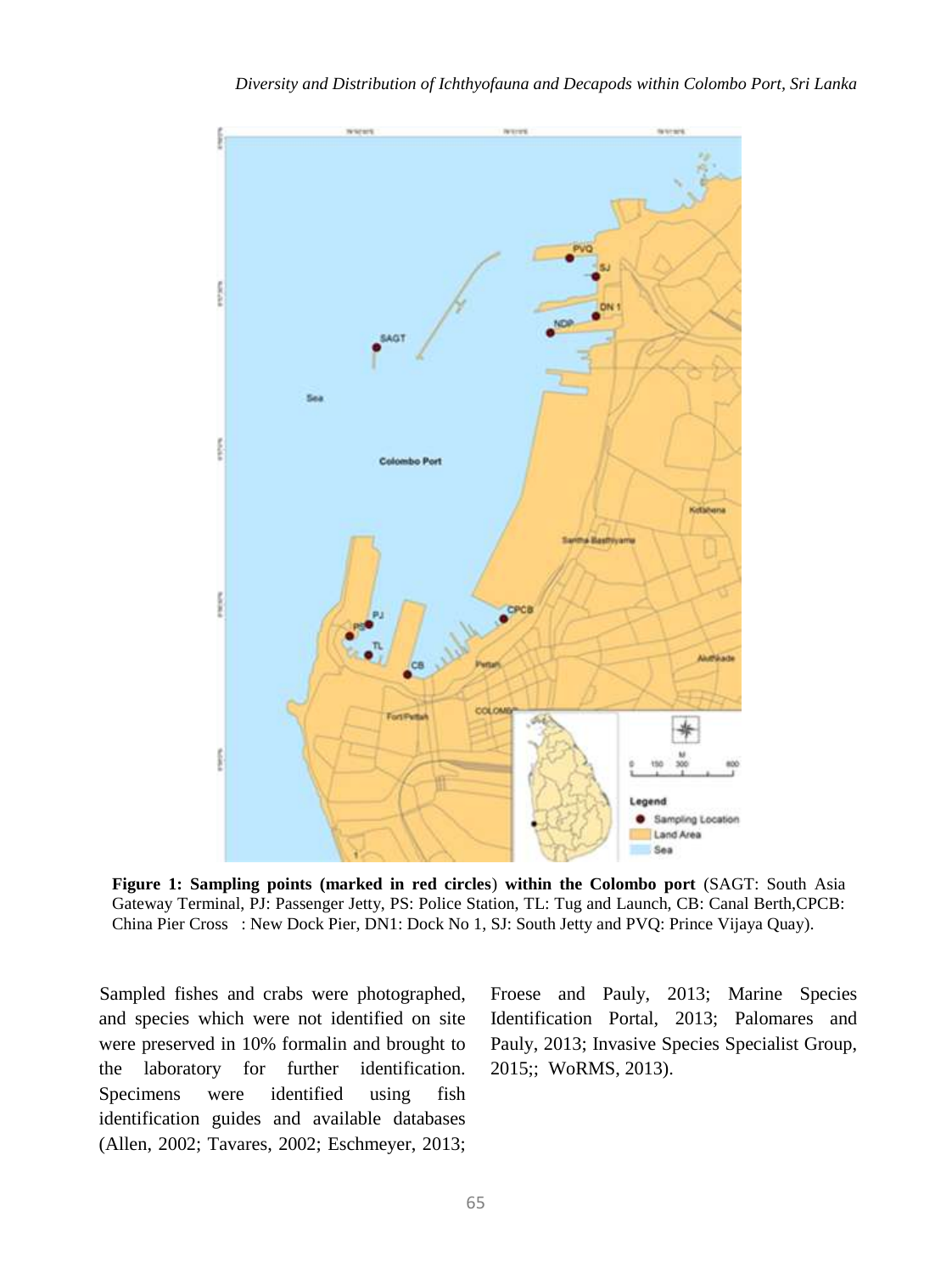**Figure 1: Sampling points (marked in red circles) within the Colombo port** (SAGT: South Asia Gateway Terminal, PJ: Passenger Jetty, PS: Police Station, TL: Tug and Launch, CB: Canal Berth,CPCB: China Pier Cross : New Dock Pier, DN1: Dock No 1, SJ: South Jetty and PVQ: Prince Vijaya Quay).

Sampled fishes and crabs were photographed, and species which were not identified on site were preserved in 10% formalin and brought to the laboratory for further identification. Specimens were identified using fish identification guides and available databases (Allen, 2002; Tavares, 2002; Eschmeyer, 2013; Froese and Pauly, 2013; Marine Species Identification Portal, 2013; Palomares and Pauly, 2013; Invasive Species Specialist Group, 2015;; WoRMS, 2013).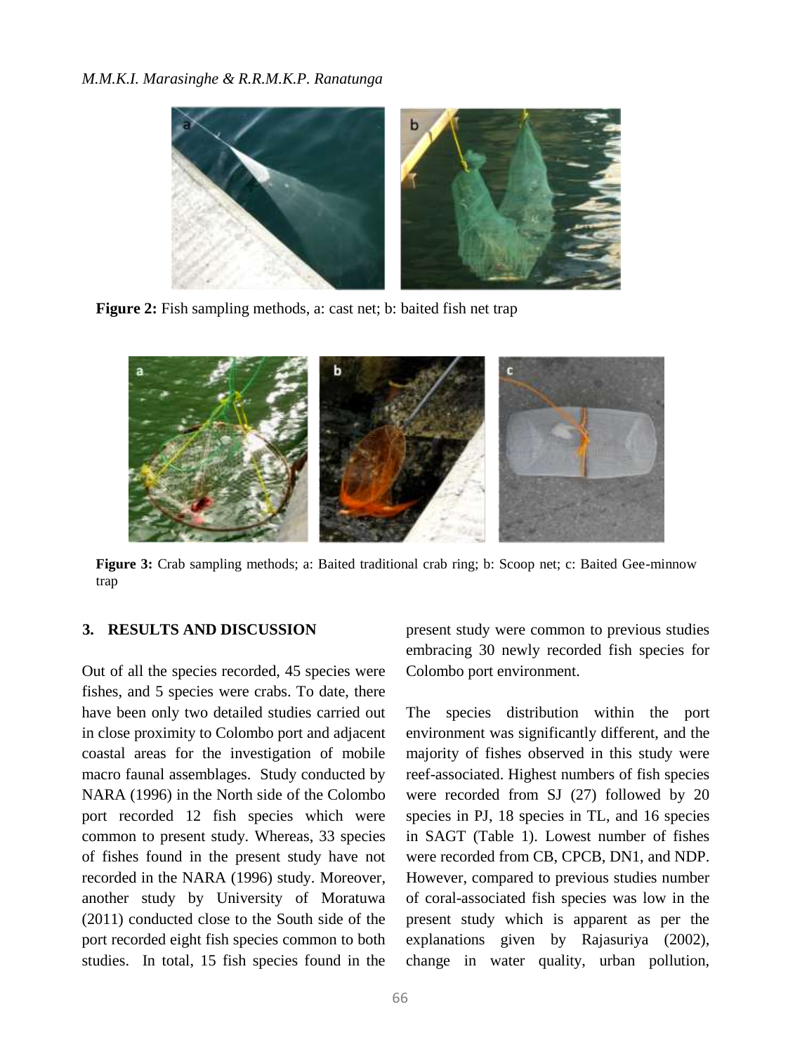**Figure 2:** Fish sampling methods, a: cast net; b: baited fish net trap

**Figure 3:** Crab sampling methods; a: Baited traditional crab ring; b: Scoop net; c: Baited Gee-minnow trap

## 3. RESULTS AND DISCUSSION

Out of all the species recorded, 45 species were fishes, and 5 species were crabs. To date, there have been only two detailed studies carried out in close proximity to Colombo port and adjacent coastal areas for the investigation of mobile macro faunal assemblages. Study conducted by NARA (1996) in the North side of the Colombo port recorded 12 fish species which were common to present study. Whereas, 33 species of fishes found in the present study have not recorded in the NARA (1996) study. Moreover, another study by University of Moratuwa (2011) conducted close to the South side of the port recorded eight fish species common to both studies. In total, 15 fish species found in the present study were common to previous studies embracing 30 newly recorded fish species for Colombo port environment.

The species distribution within the port environment was significantly different, and the majority of fishes observed in this study were reef-associated. Highest numbers of fish species were recorded from SJ (27) followed by 20 species in PJ, 18 species in TL, and 16 species in SAGT (Table 1). Lowest number of fishes were recorded from CB, CPCB, DN1, and NDP. However, compared to previous studies number of coral-associated fish species was low in the present study which is apparent as per the explanations given by Rajasuriya (2002), change in water quality, urban pollution,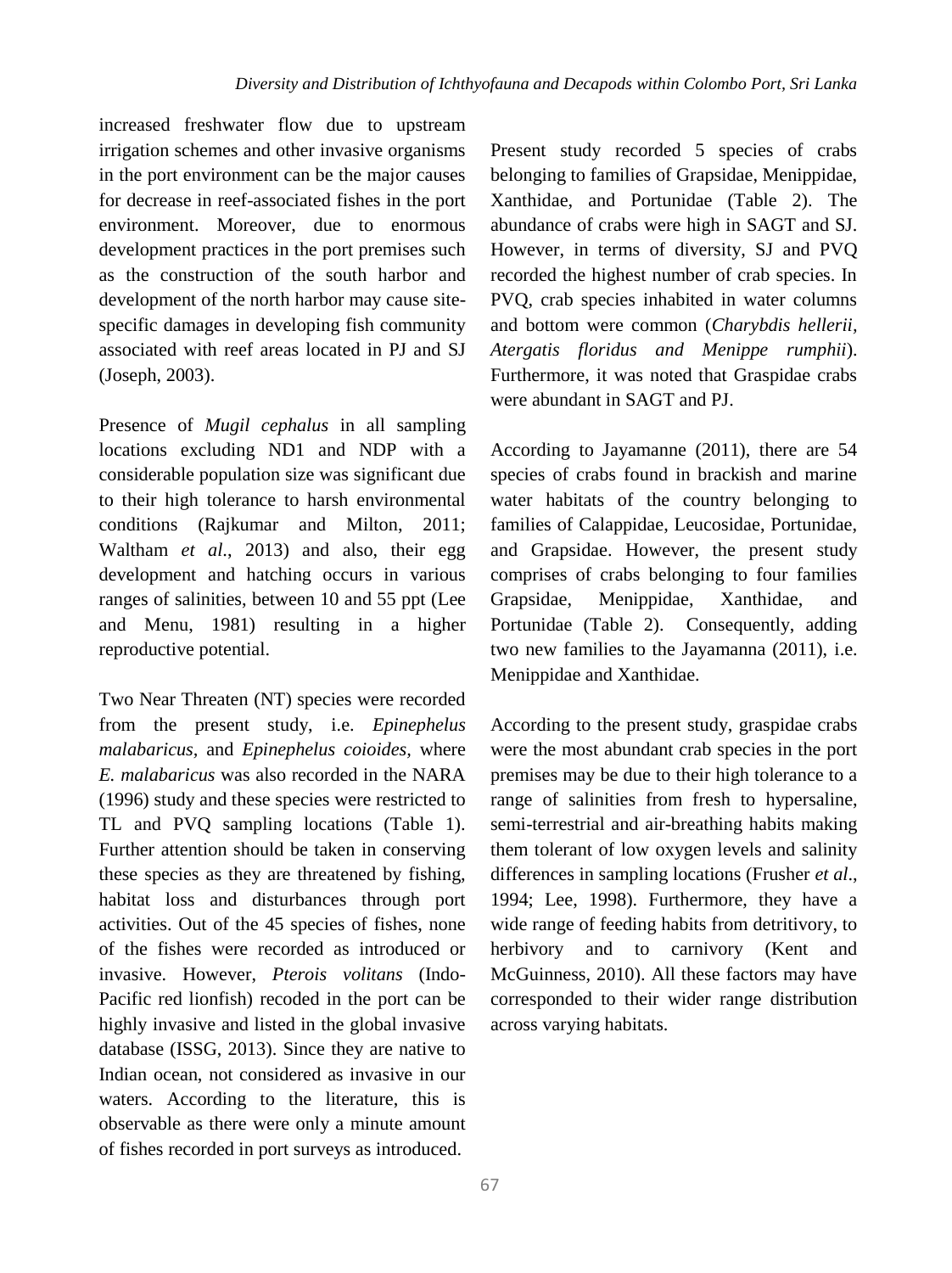increased freshwater flow due to upstream irrigation schemes and other invasive organisms in the port environment can be the major causes for decrease in reef-associated fishes in the port environment. Moreover, due to enormous development practices in the port premises such as the construction of the south harbor and development of the north harbor may cause site-specific damages in developing fish community associated with reef areas located in PJ and SJ (Joseph, 2003).

Presence of *Mugil cephalus* in all sampling locations excluding ND1 and NDP with a considerable population size was significant due to their high tolerance to harsh environmental conditions (Rajkumar and Milton, 2011; Waltham *et al*., 2013) and also, their egg development and hatching occurs in various ranges of salinities, between 10 and 55 ppt (Lee and Menu, 1981) resulting in a higher reproductive potential.

Two Near Threaten (NT) species were recorded from the present study, i.e. *Epinephelus malabaricus,* and *Epinephelus coioides,* where *E. malabaricus* was also recorded in the NARA (1996) study and these species were restricted to TL and PVQ sampling locations (Table 1). Further attention should be taken in conserving these species as they are threatened by fishing, habitat loss and disturbances through port activities. Out of the 45 species of fishes, none of the fishes were recorded as introduced or invasive. However, *Pterois volitans* (Indo-Pacific red lionfish) recoded in the port can be highly invasive and listed in the global invasive database (ISSG, 2013). Since they are native to Indian ocean, not considered as invasive in our waters. According to the literature, this is observable as there were only a minute amount of fishes recorded in port surveys as introduced.

Present study recorded 5 species of crabs belonging to families of Grapsidae, Menippidae, Xanthidae, and Portunidae (Table 2). The abundance of crabs were high in SAGT and SJ. However, in terms of diversity, SJ and PVQ recorded the highest number of crab species. In PVQ, crab species inhabited in water columns and bottom were common (*Charybdis hellerii, Atergatis floridus and Menippe rumphii*). Furthermore, it was noted that Graspidae crabs were abundant in SAGT and PJ.

According to Jayamanne (2011), there are 54 species of crabs found in brackish and marine water habitats of the country belonging to families of Calappidae, Leucosidae, Portunidae, and Grapsidae. However, the present study comprises of crabs belonging to four families Grapsidae, Menippidae, Xanthidae, and Portunidae (Table 2). Consequently, adding two new families to the Jayamanna (2011), i.e. Menippidae and Xanthidae.

According to the present study, graspidae crabs were the most abundant crab species in the port premises may be due to their high tolerance to a range of salinities from fresh to hypersaline, semi-terrestrial and air-breathing habits making them tolerant of low oxygen levels and salinity differences in sampling locations (Frusher *et al*., 1994; Lee, 1998). Furthermore, they have a wide range of feeding habits from detritivory, to herbivory and to carnivory (Kent and McGuinness, 2010). All these factors may have corresponded to their wider range distribution across varying habitats.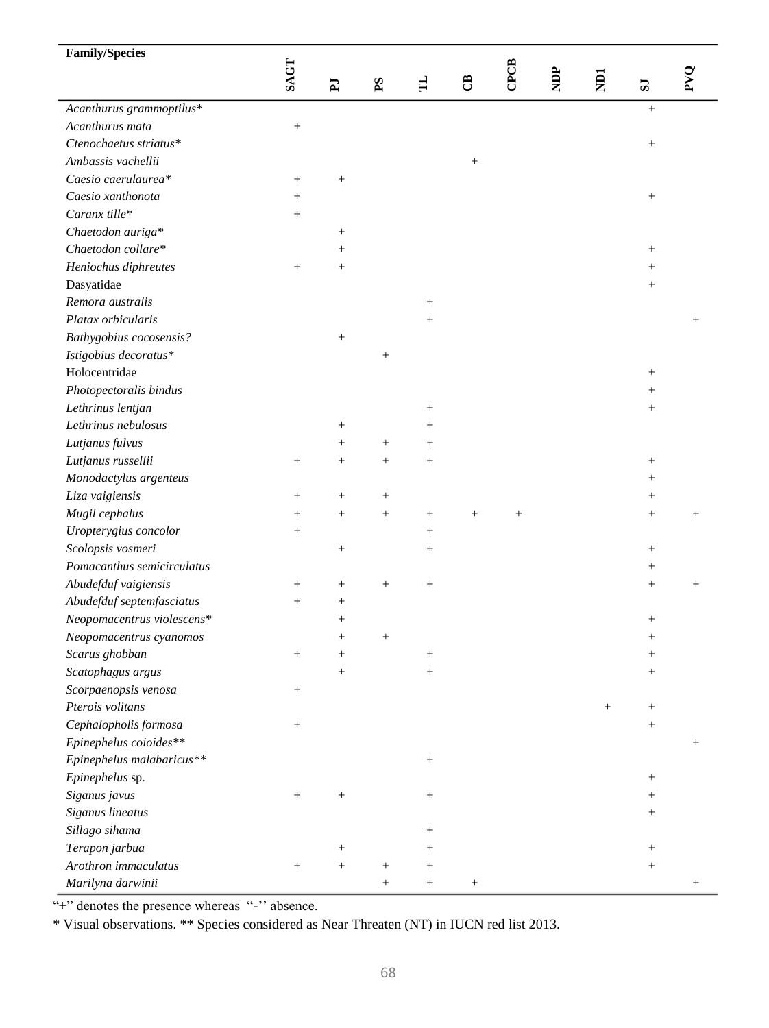| Family/Species | SAGT | PJ | PS | TL | CB | CPCB | NDP | ND1 | SJ | PVQ |
|---|---|---|---|---|---|---|---|---|---|---|
| *Acanthurus grammoptilus** | | | | | | | | | + | |
| *Acanthurus mata* | + | | | | | | | | | |
| *Ctenochaetus striatus** | | | | | | | | | + | |
| *Ambassis vachellii* | | | | | + | | | | | |
| *Caesio caerulaurea** | + | + | | | | | | | | |
| *Caesio xanthonota* | + | | | | | | | | + | |
| *Caranx tille** | + | | | | | | | | | |
| *Chaetodon auriga** | | + | | | | | | | | |
| *Chaetodon collare** | | + | | | | | | | + | |
| *Heniochus diphreutes* | + | + | | | | | | | + | |
| Dasyatidae | | | | | | | | | + | |
| *Remora australis* | | | | + | | | | | | |
| *Platax orbicularis* | | | | + | | | | | | + |
| *Bathygobius cocosensis?* | | + | | | | | | | | |
| *Istigobius decoratus** | | | + | | | | | | | |
| Holocentridae | | | | | | | | | + | |
| *Photopectoralis bindus* | | | | | | | | | + | |
| *Lethrinus lentjan* | | | | + | | | | | + | |
| *Lethrinus nebulosus* | | + | | + | | | | | | |
| *Lutjanus fulvus* | | + | + | + | | | | | | |
| *Lutjanus russellii* | + | + | + | + | | | | | + | |
| *Monodactylus argenteus* | | | | | | | | | + | |
| *Liza vaigiensis* | + | + | + | | | | | | + | |
| *Mugil cephalus* | + | + | + | + | + | + | | | + | + |
| *Uropterygius concolor* | + | | | + | | | | | | |
| *Scolopsis vosmeri* | | + | | + | | | | | + | |
| *Pomacanthus semicirculatus* | | | | | | | | | + | |
| *Abudefduf vaigiensis* | + | + | + | + | | | | | + | + |
| *Abudefduf septemfasciatus* | + | + | | | | | | | | |
| *Neopomacentrus violescens** | | + | | | | | | | + | |
| *Neopomacentrus cyanomos* | | + | + | | | | | | + | |
| *Scarus ghobban* | + | + | | + | | | | | + | |
| *Scatophagus argus* | | + | | + | | | | | + | |
| *Scorpaenopsis venosa* | + | | | | | | | | | |
| *Pterois volitans* | | | | | | | | + | + | |
| *Cephalopholis formosa* | + | | | | | | | | + | |
| *Epinephelus coioides*** | | | | | | | | | | + |
| *Epinephelus malabaricus*** | | | | + | | | | | | |
| *Epinephelus* sp. | | | | | | | | | + | |
| *Siganus javus* | + | + | | + | | | | | + | |
| *Siganus lineatus* | | | | | | | | | + | |
| *Sillago sihama* | | | | + | | | | | | |
| *Terapon jarbua* | | + | | + | | | | | + | |
| *Arothron immaculatus* | + | + | + | + | | | | | + | |
| *Marilyna darwinii* | | | + | + | + | | | | | + |

"+" denotes the presence whereas "-" absence.

* Visual observations. ** Species considered as Near Threaten (NT) in IUCN red list 2013.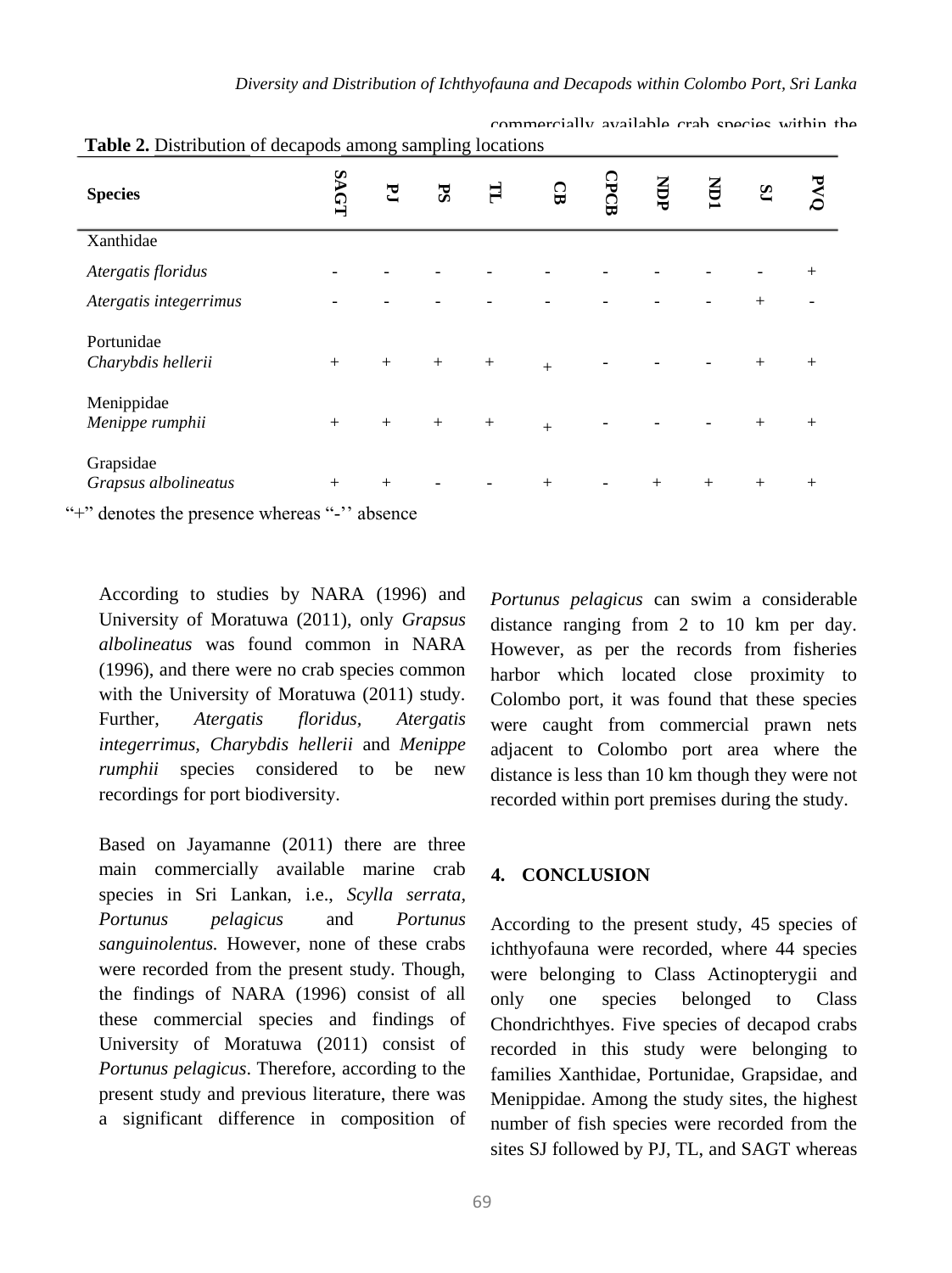**Table 2.** Distribution of decapods among sampling locations

| Species | SAGT | PJ | PS | TL | CB | CPCB | NDP | ND1 | SJ | PVQ |
|---|---|---|---|---|---|---|---|---|---|---|
| Xanthidae | | | | | | | | | | |
| *Atergatis floridus* | - | - | - | - | - | - | - | - | - | + |
| *Atergatis integerrimus* | - | - | - | - | - | - | - | - | + | - |
| Portunidae | | | | | | | | | | |
| *Charybdis hellerii* | + | + | + | + | + | - | - | - | + | + |
| Menippidae | | | | | | | | | | |
| *Menippe rumphii* | + | + | + | + | + | - | - | - | + | + |
| Grapsidae | | | | | | | | | | |
| *Grapsus albolineatus* | + | + | - | - | + | - | + | + | + | + |

"+" denotes the presence whereas "-'' absence

According to studies by NARA (1996) and University of Moratuwa (2011), only *Grapsus albolineatus* was found common in NARA (1996), and there were no crab species common with the University of Moratuwa (2011) study. Further, *Atergatis floridus*, *Atergatis integerrimus*, *Charybdis hellerii* and *Menippe rumphii* species considered to be new recordings for port biodiversity.

Based on Jayamanne (2011) there are three main commercially available marine crab species in Sri Lankan, i.e., *Scylla serrata*, *Portunus pelagicus* and *Portunus sanguinolentus.* However, none of these crabs were recorded from the present study. Though, the findings of NARA (1996) consist of all these commercial species and findings of University of Moratuwa (2011) consist of *Portunus pelagicus*. Therefore, according to the present study and previous literature, there was a significant difference in composition of commercially available crab species within the *Portunus pelagicus* can swim a considerable distance ranging from 2 to 10 km per day. However, as per the records from fisheries harbor which located close proximity to Colombo port, it was found that these species were caught from commercial prawn nets adjacent to Colombo port area where the distance is less than 10 km though they were not recorded within port premises during the study.

## 4. CONCLUSION

According to the present study, 45 species of ichthyofauna were recorded, where 44 species were belonging to Class Actinopterygii and only one species belonged to Class Chondrichthyes. Five species of decapod crabs recorded in this study were belonging to families Xanthidae, Portunidae, Grapsidae, and Menippidae. Among the study sites, the highest number of fish species were recorded from the sites SJ followed by PJ, TL, and SAGT whereas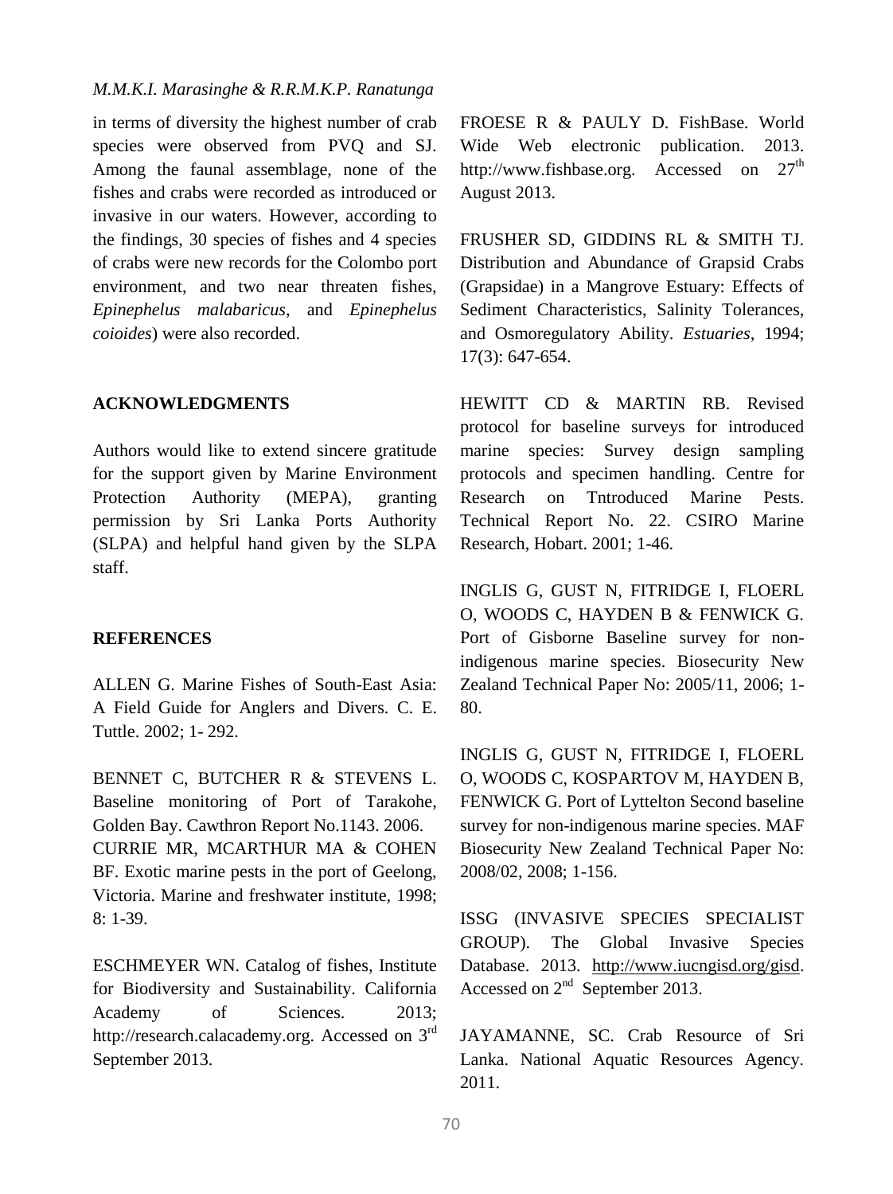in terms of diversity the highest number of crab species were observed from PVQ and SJ. Among the faunal assemblage, none of the fishes and crabs were recorded as introduced or invasive in our waters. However, according to the findings, 30 species of fishes and 4 species of crabs were new records for the Colombo port environment, and two near threaten fishes, *Epinephelus malabaricus,* and *Epinephelus coioides*) were also recorded.

## ACKNOWLEDGMENTS

Authors would like to extend sincere gratitude for the support given by Marine Environment Protection Authority (MEPA), granting permission by Sri Lanka Ports Authority (SLPA) and helpful hand given by the SLPA staff.

## REFERENCES

ALLEN G. Marine Fishes of South-East Asia: A Field Guide for Anglers and Divers. C. E. Tuttle. 2002; 1- 292.

BENNET C, BUTCHER R & STEVENS L. Baseline monitoring of Port of Tarakohe, Golden Bay. Cawthron Report No.1143. 2006.

CURRIE MR, MCARTHUR MA & COHEN BF. Exotic marine pests in the port of Geelong, Victoria. Marine and freshwater institute, 1998; 8: 1-39.

ESCHMEYER WN. Catalog of fishes, Institute for Biodiversity and Sustainability. California Academy of Sciences. 2013; http://research.calacademy.org. Accessed on 3rd September 2013.

FROESE R & PAULY D. FishBase. World Wide Web electronic publication. 2013. http://www.fishbase.org. Accessed on 27th August 2013.

FRUSHER SD, GIDDINS RL & SMITH TJ. Distribution and Abundance of Grapsid Crabs (Grapsidae) in a Mangrove Estuary: Effects of Sediment Characteristics, Salinity Tolerances, and Osmoregulatory Ability. *Estuaries*, 1994; 17(3): 647-654.

HEWITT CD & MARTIN RB. Revised protocol for baseline surveys for introduced marine species: Survey design sampling protocols and specimen handling. Centre for Research on Tntroduced Marine Pests. Technical Report No. 22. CSIRO Marine Research, Hobart. 2001; 1-46.

INGLIS G, GUST N, FITRIDGE I, FLOERL O, WOODS C, HAYDEN B & FENWICK G. Port of Gisborne Baseline survey for non-indigenous marine species. Biosecurity New Zealand Technical Paper No: 2005/11, 2006; 1-80.

INGLIS G, GUST N, FITRIDGE I, FLOERL O, WOODS C, KOSPARTOV M, HAYDEN B, FENWICK G. Port of Lyttelton Second baseline survey for non-indigenous marine species. MAF Biosecurity New Zealand Technical Paper No: 2008/02, 2008; 1-156.

ISSG (INVASIVE SPECIES SPECIALIST GROUP). The Global Invasive Species Database. 2013. http://www.iucngisd.org/gisd. Accessed on 2nd September 2013.

JAYAMANNE, SC. Crab Resource of Sri Lanka. National Aquatic Resources Agency. 2011.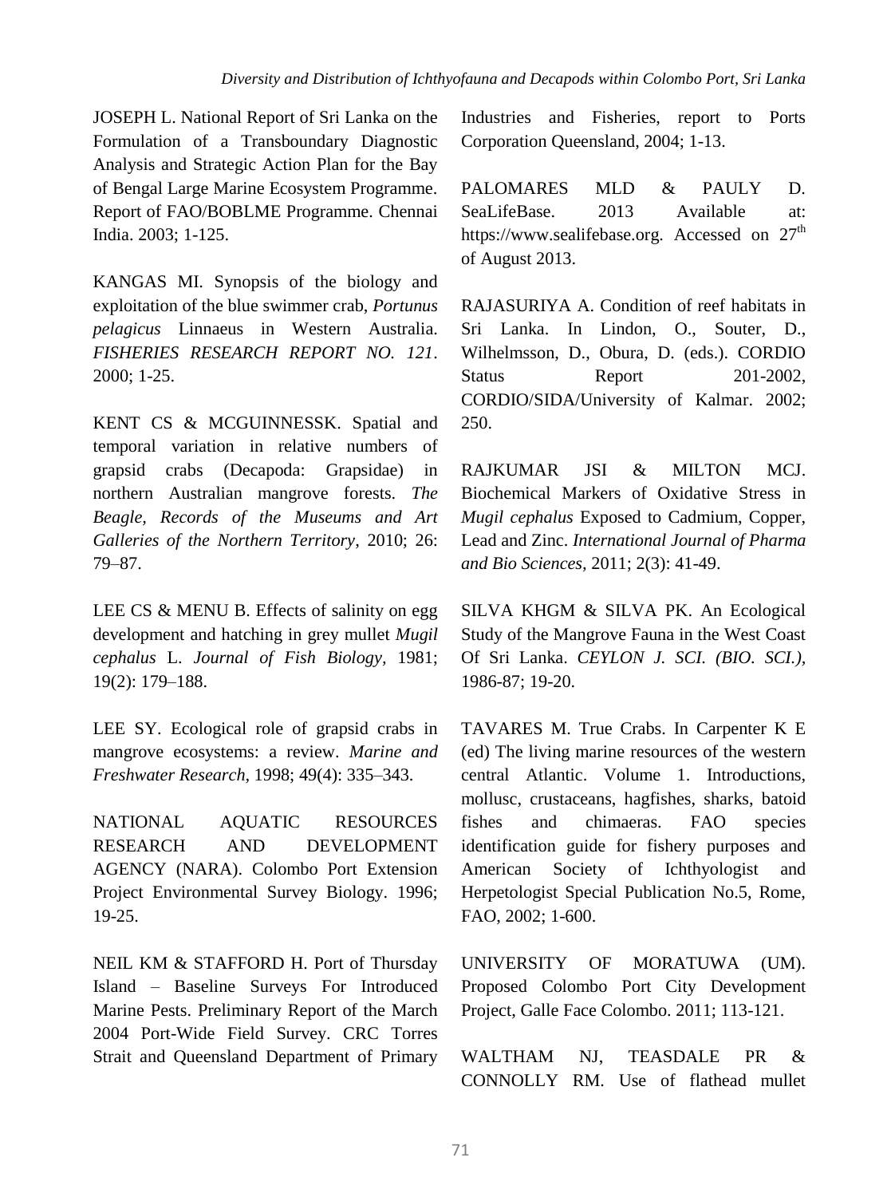JOSEPH L. National Report of Sri Lanka on the Formulation of a Transboundary Diagnostic Analysis and Strategic Action Plan for the Bay of Bengal Large Marine Ecosystem Programme. Report of FAO/BOBLME Programme. Chennai India. 2003; 1-125.

KANGAS MI. Synopsis of the biology and exploitation of the blue swimmer crab, *Portunus pelagicus* Linnaeus in Western Australia. *FISHERIES RESEARCH REPORT NO. 121*. 2000; 1-25.

KENT CS & MCGUINNESSK. Spatial and temporal variation in relative numbers of grapsid crabs (Decapoda: Grapsidae) in northern Australian mangrove forests. *The Beagle, Records of the Museums and Art Galleries of the Northern Territory*, 2010; 26: 79–87.

LEE CS & MENU B. Effects of salinity on egg development and hatching in grey mullet *Mugil cephalus* L. *Journal of Fish Biology,* 1981; 19(2): 179–188.

LEE SY. Ecological role of grapsid crabs in mangrove ecosystems: a review. *Marine and Freshwater Research*, 1998; 49(4): 335–343.

NATIONAL AQUATIC RESOURCES RESEARCH AND DEVELOPMENT AGENCY (NARA). Colombo Port Extension Project Environmental Survey Biology. 1996; 19-25.

NEIL KM & STAFFORD H. Port of Thursday Island – Baseline Surveys For Introduced Marine Pests. Preliminary Report of the March 2004 Port-Wide Field Survey. CRC Torres Strait and Queensland Department of Primary Industries and Fisheries, report to Ports Corporation Queensland, 2004; 1-13.

PALOMARES MLD & PAULY D. SeaLifeBase. 2013 Available at: https://www.sealifebase.org. Accessed on 27th of August 2013.

RAJASURIYA A. Condition of reef habitats in Sri Lanka. In Lindon, O., Souter, D., Wilhelmsson, D., Obura, D. (eds.). CORDIO Status Report 201-2002, CORDIO/SIDA/University of Kalmar. 2002; 250.

RAJKUMAR JSI & MILTON MCJ. Biochemical Markers of Oxidative Stress in *Mugil cephalus* Exposed to Cadmium, Copper, Lead and Zinc. *International Journal of Pharma and Bio Sciences,* 2011; 2(3): 41-49.

SILVA KHGM & SILVA PK. An Ecological Study of the Mangrove Fauna in the West Coast Of Sri Lanka. *CEYLON J. SCI. (BIO. SCI.),* 1986-87; 19-20.

TAVARES M. True Crabs. In Carpenter K E (ed) The living marine resources of the western central Atlantic. Volume 1. Introductions, mollusc, crustaceans, hagfishes, sharks, batoid fishes and chimaeras. FAO species identification guide for fishery purposes and American Society of Ichthyologist and Herpetologist Special Publication No.5, Rome, FAO, 2002; 1-600.

UNIVERSITY OF MORATUWA (UM). Proposed Colombo Port City Development Project, Galle Face Colombo. 2011; 113-121.

WALTHAM NJ, TEASDALE PR & CONNOLLY RM. Use of flathead mullet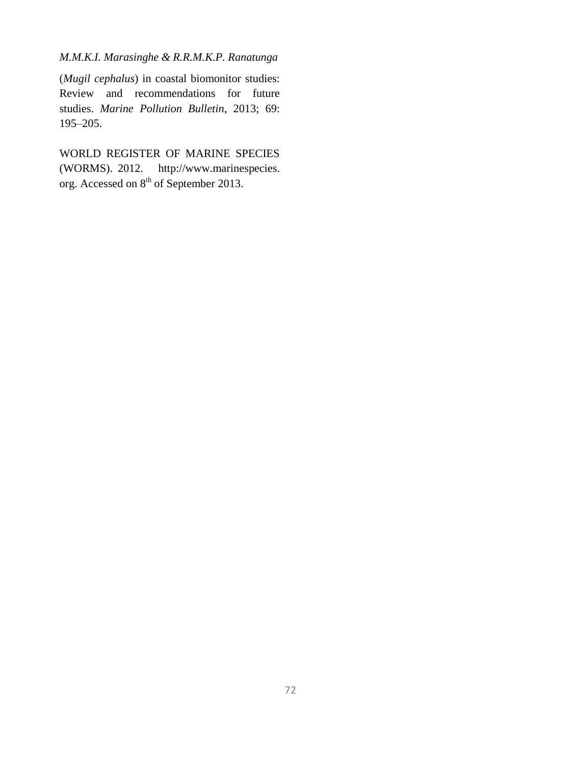(*Mugil cephalus*) in coastal biomonitor studies: Review and recommendations for future studies. *Marine Pollution Bulletin*, 2013; 69: 195–205.

WORLD REGISTER OF MARINE SPECIES (WORMS). 2012. http://www.marinespecies.org. Accessed on 8th of September 2013.